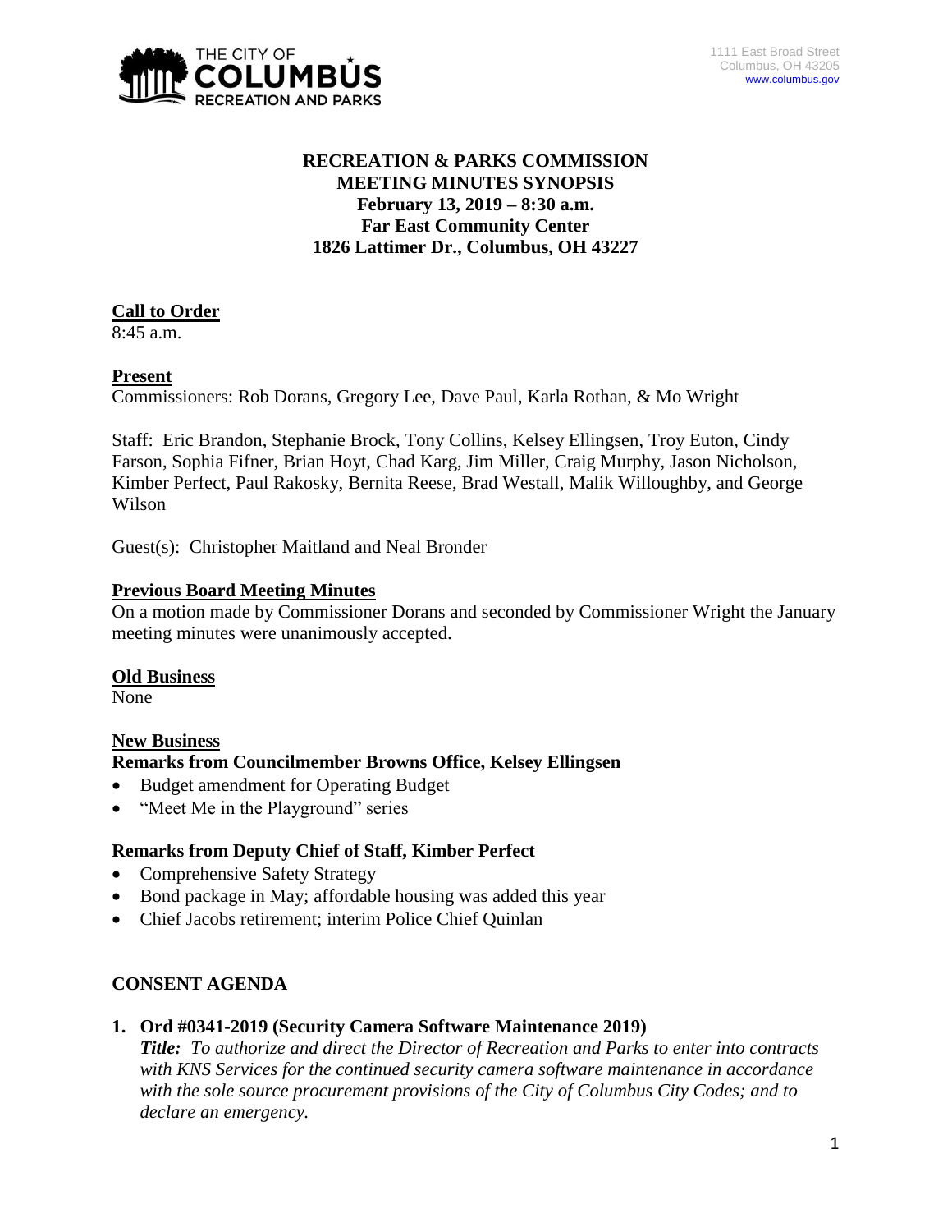THE CITY OF COLUMBUS RECREATION AND PARKS

1111 East Broad Street
Columbus, OH 43205
www.columbus.gov

**RECREATION & PARKS COMMISSION**
**MEETING MINUTES SYNOPSIS**
**February 13, 2019 – 8:30 a.m.**
**Far East Community Center**
**1826 Lattimer Dr., Columbus, OH 43227**

## Call to Order

8:45 a.m.

## Present

Commissioners: Rob Dorans, Gregory Lee, Dave Paul, Karla Rothan, & Mo Wright

Staff: Eric Brandon, Stephanie Brock, Tony Collins, Kelsey Ellingsen, Troy Euton, Cindy Farson, Sophia Fifner, Brian Hoyt, Chad Karg, Jim Miller, Craig Murphy, Jason Nicholson, Kimber Perfect, Paul Rakosky, Bernita Reese, Brad Westall, Malik Willoughby, and George Wilson

Guest(s): Christopher Maitland and Neal Bronder

## Previous Board Meeting Minutes

On a motion made by Commissioner Dorans and seconded by Commissioner Wright the January meeting minutes were unanimously accepted.

## Old Business

None

## New Business

### Remarks from Councilmember Browns Office, Kelsey Ellingsen

- Budget amendment for Operating Budget
- "Meet Me in the Playground" series

### Remarks from Deputy Chief of Staff, Kimber Perfect

- Comprehensive Safety Strategy
- Bond package in May; affordable housing was added this year
- Chief Jacobs retirement; interim Police Chief Quinlan

## CONSENT AGENDA

**1. Ord #0341-2019 (Security Camera Software Maintenance 2019)**

***Title:*** *To authorize and direct the Director of Recreation and Parks to enter into contracts with KNS Services for the continued security camera software maintenance in accordance with the sole source procurement provisions of the City of Columbus City Codes; and to declare an emergency.*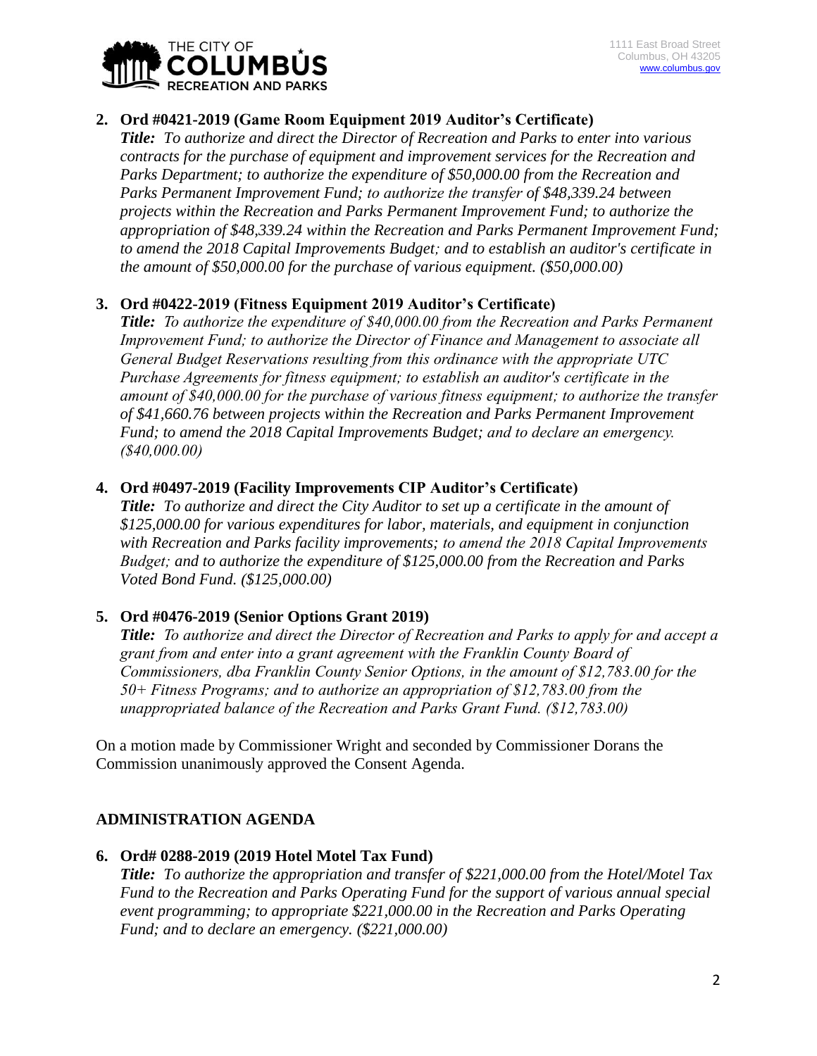2. **Ord #0421-2019 (Game Room Equipment 2019 Auditor's Certificate)**
   ***Title:*** *To authorize and direct the Director of Recreation and Parks to enter into various contracts for the purchase of equipment and improvement services for the Recreation and Parks Department; to authorize the expenditure of $50,000.00 from the Recreation and Parks Permanent Improvement Fund; to authorize the transfer of $48,339.24 between projects within the Recreation and Parks Permanent Improvement Fund; to authorize the appropriation of $48,339.24 within the Recreation and Parks Permanent Improvement Fund; to amend the 2018 Capital Improvements Budget; and to establish an auditor's certificate in the amount of $50,000.00 for the purchase of various equipment. ($50,000.00)*

3. **Ord #0422-2019 (Fitness Equipment 2019 Auditor's Certificate)**
   ***Title:*** *To authorize the expenditure of $40,000.00 from the Recreation and Parks Permanent Improvement Fund; to authorize the Director of Finance and Management to associate all General Budget Reservations resulting from this ordinance with the appropriate UTC Purchase Agreements for fitness equipment; to establish an auditor's certificate in the amount of $40,000.00 for the purchase of various fitness equipment; to authorize the transfer of $41,660.76 between projects within the Recreation and Parks Permanent Improvement Fund; to amend the 2018 Capital Improvements Budget; and to declare an emergency. ($40,000.00)*

4. **Ord #0497-2019 (Facility Improvements CIP Auditor's Certificate)**
   ***Title:*** *To authorize and direct the City Auditor to set up a certificate in the amount of $125,000.00 for various expenditures for labor, materials, and equipment in conjunction with Recreation and Parks facility improvements; to amend the 2018 Capital Improvements Budget; and to authorize the expenditure of $125,000.00 from the Recreation and Parks Voted Bond Fund. ($125,000.00)*

5. **Ord #0476-2019 (Senior Options Grant 2019)**
   ***Title:*** *To authorize and direct the Director of Recreation and Parks to apply for and accept a grant from and enter into a grant agreement with the Franklin County Board of Commissioners, dba Franklin County Senior Options, in the amount of $12,783.00 for the 50+ Fitness Programs; and to authorize an appropriation of $12,783.00 from the unappropriated balance of the Recreation and Parks Grant Fund. ($12,783.00)*

On a motion made by Commissioner Wright and seconded by Commissioner Dorans the Commission unanimously approved the Consent Agenda.

## ADMINISTRATION AGENDA

6. **Ord# 0288-2019 (2019 Hotel Motel Tax Fund)**
   ***Title:*** *To authorize the appropriation and transfer of $221,000.00 from the Hotel/Motel Tax Fund to the Recreation and Parks Operating Fund for the support of various annual special event programming; to appropriate $221,000.00 in the Recreation and Parks Operating Fund; and to declare an emergency. ($221,000.00)*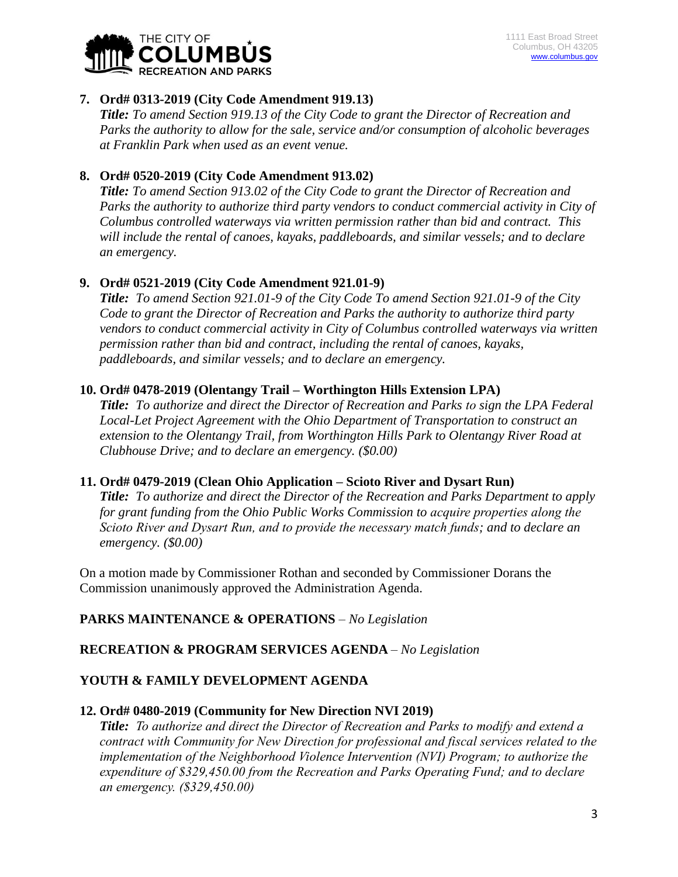**7. Ord# 0313-2019 (City Code Amendment 919.13)**

***Title:*** *To amend Section 919.13 of the City Code to grant the Director of Recreation and Parks the authority to allow for the sale, service and/or consumption of alcoholic beverages at Franklin Park when used as an event venue.*

**8. Ord# 0520-2019 (City Code Amendment 913.02)**

***Title:*** *To amend Section 913.02 of the City Code to grant the Director of Recreation and Parks the authority to authorize third party vendors to conduct commercial activity in City of Columbus controlled waterways via written permission rather than bid and contract. This will include the rental of canoes, kayaks, paddleboards, and similar vessels; and to declare an emergency.*

**9. Ord# 0521-2019 (City Code Amendment 921.01-9)**

***Title:*** *To amend Section 921.01-9 of the City Code To amend Section 921.01-9 of the City Code to grant the Director of Recreation and Parks the authority to authorize third party vendors to conduct commercial activity in City of Columbus controlled waterways via written permission rather than bid and contract, including the rental of canoes, kayaks, paddleboards, and similar vessels; and to declare an emergency.*

**10. Ord# 0478-2019 (Olentangy Trail – Worthington Hills Extension LPA)**

***Title:*** *To authorize and direct the Director of Recreation and Parks to sign the LPA Federal Local-Let Project Agreement with the Ohio Department of Transportation to construct an extension to the Olentangy Trail, from Worthington Hills Park to Olentangy River Road at Clubhouse Drive; and to declare an emergency. ($0.00)*

**11. Ord# 0479-2019 (Clean Ohio Application – Scioto River and Dysart Run)**

***Title:*** *To authorize and direct the Director of the Recreation and Parks Department to apply for grant funding from the Ohio Public Works Commission to acquire properties along the Scioto River and Dysart Run, and to provide the necessary match funds; and to declare an emergency. ($0.00)*

On a motion made by Commissioner Rothan and seconded by Commissioner Dorans the Commission unanimously approved the Administration Agenda.

**PARKS MAINTENANCE & OPERATIONS** – *No Legislation*

**RECREATION & PROGRAM SERVICES AGENDA** – *No Legislation*

**YOUTH & FAMILY DEVELOPMENT AGENDA**

**12. Ord# 0480-2019 (Community for New Direction NVI 2019)**

***Title:*** *To authorize and direct the Director of Recreation and Parks to modify and extend a contract with Community for New Direction for professional and fiscal services related to the implementation of the Neighborhood Violence Intervention (NVI) Program; to authorize the expenditure of $329,450.00 from the Recreation and Parks Operating Fund; and to declare an emergency. ($329,450.00)*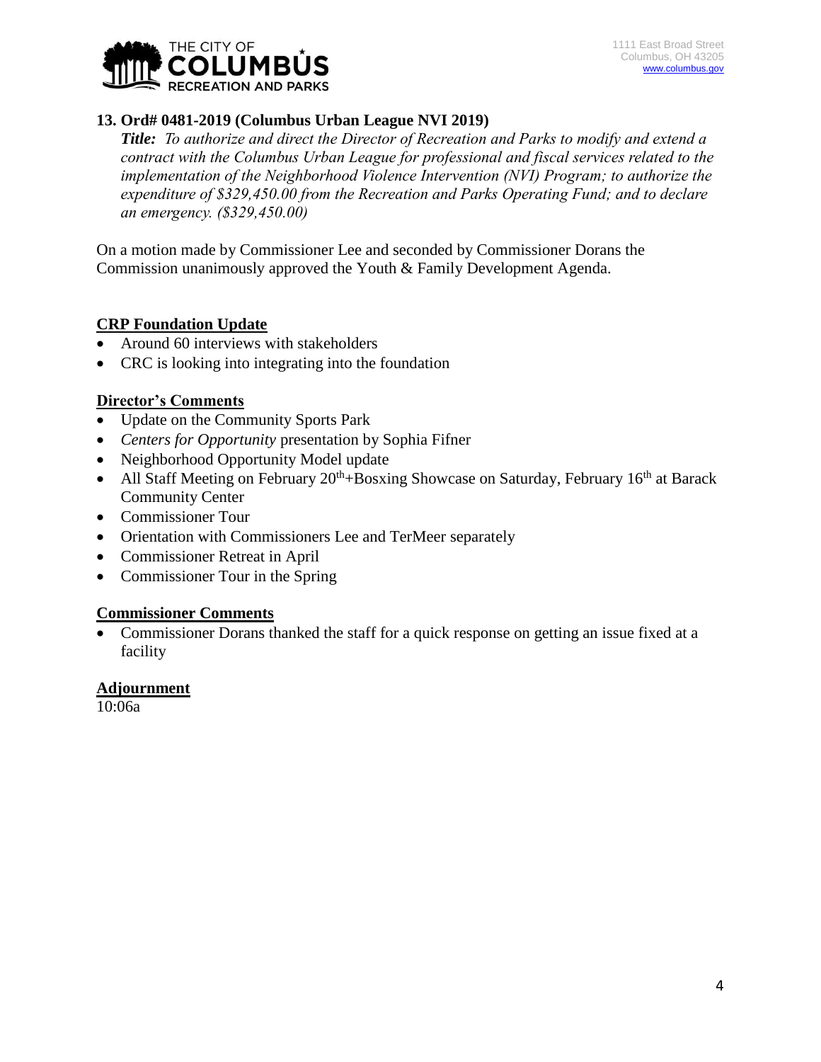**13. Ord# 0481-2019 (Columbus Urban League NVI 2019)**

***Title:*** *To authorize and direct the Director of Recreation and Parks to modify and extend a contract with the Columbus Urban League for professional and fiscal services related to the implementation of the Neighborhood Violence Intervention (NVI) Program; to authorize the expenditure of $329,450.00 from the Recreation and Parks Operating Fund; and to declare an emergency. ($329,450.00)*

On a motion made by Commissioner Lee and seconded by Commissioner Dorans the Commission unanimously approved the Youth & Family Development Agenda.

**CRP Foundation Update**

- Around 60 interviews with stakeholders
- CRC is looking into integrating into the foundation

**Director's Comments**

- Update on the Community Sports Park
- *Centers for Opportunity* presentation by Sophia Fifner
- Neighborhood Opportunity Model update
- All Staff Meeting on February 20th+Bosxing Showcase on Saturday, February 16th at Barack Community Center
- Commissioner Tour
- Orientation with Commissioners Lee and TerMeer separately
- Commissioner Retreat in April
- Commissioner Tour in the Spring

**Commissioner Comments**

- Commissioner Dorans thanked the staff for a quick response on getting an issue fixed at a facility

**Adjournment**

10:06a